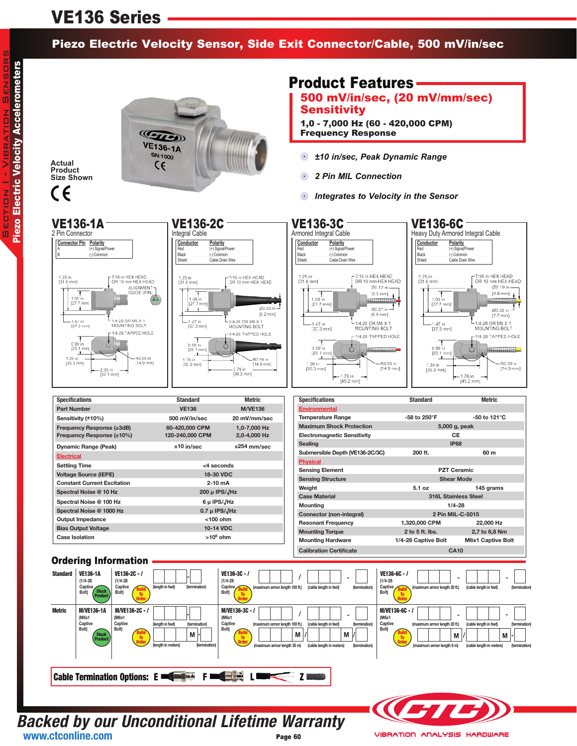# VE136 Series

## Piezo Electric Velocity Sensor, Side Exit Connector/Cable, 500 mV/in/sec

Section I - Vibration Sensors

**Piezo Electric Velocity Accelerometers**

Actual Product Size Shown

## Product Features

**500 mV/in/sec, (20 mV/mm/sec) Sensitivity**

**1,0 - 7,000 Hz (60 - 420,000 CPM) Frequency Response**

- *±10 in/sec, Peak Dynamic Range*
- *2 Pin MIL Connection*
- *Integrates to Velocity in the Sensor*

### VE136-1A
2 Pin Connector

| Connector Pin | Polarity |
|---|---|
| A | (+) Signal/Power |
| B | (-) Common |

### VE136-2C
Integral Cable

| Conductor | Polarity |
|---|---|
| Red | (+) Signal/Power |
| Black | (-) Common |
| Shield | Cable Drain Wire |

### VE136-3C
Armored Integral Cable

| Conductor | Polarity |
|---|---|
| Red | (+) Signal/Power |
| Black | (-) Common |
| Shield | Cable Drain Wire |

### VE136-6C
Heavy Duty Armored Integral Cable

| Conductor | Polarity |
|---|---|
| Red | (+) Signal/Power |
| Black | (-) Common |
| Shield | Cable Drain Wire |

| Specifications | Standard | Metric |
|---|---|---|
| Part Number | VE136 | M/VE136 |
| Sensitivity (±10%) | 500 mV/in/sec | 20 mV/mm/sec |
| Frequency Response (±3dB) | 60-420,000 CPM | 1,0-7,000 Hz |
| Frequency Response (±10%) | 120-240,000 CPM | 2,0-4,000 Hz |
| Dynamic Range (Peak) | ±10 in/sec | ±254 mm/sec |
| **Electrical** | | |
| Settling Time | <4 seconds | |
| Voltage Source (IEPE) | 18-30 VDC | |
| Constant Current Excitation | 2-10 mA | |
| Spectral Noise @ 10 Hz | 200 µ IPS/√Hz | |
| Spectral Noise @ 100 Hz | 6 µ IPS/√Hz | |
| Spectral Noise @ 1000 Hz | 0.7 µ IPS/√Hz | |
| Output Impedance | <100 ohm | |
| Bias Output Voltage | 10-14 VDC | |
| Case Isolation | >10[8] ohm | |

| Specifications | Standard | Metric |
|---|---|---|
| **Environmental** | | |
| Temperature Range | -58 to 250°F | -50 to 121°C |
| Maximum Shock Protection | 5,000 g, peak | |
| Electromagnetic Sensitivity | CE | |
| Sealing | IP68 | |
| Submersible Depth (VE136-2C/3C) | 200 ft. | 60 m |
| **Physical** | | |
| Sensing Element | PZT Ceramic | |
| Sensing Structure | Shear Mode | |
| Weight | 5.1 oz | 145 grams |
| Case Material | 316L Stainless Steel | |
| Mounting | 1/4-28 | |
| Connector (non-integral) | 2 Pin MIL-C-5015 | |
| Resonant Frequency | 1,320,000 CPM | 22,000 Hz |
| Mounting Torque | 2 to 5 ft. lbs. | 2,7 to 6,8 Nm |
| Mounting Hardware | 1/4-28 Captive Bolt | M6x1 Captive Bolt |
| Calibration Certificate | CA10 | |

## Ordering Information

**Standard**
- VE136-1A (1/4-28 Captive Bolt) — Stock Product
- VE136-2C - / (1/4-28 Captive Bolt) — Build To Order: (length in feet) - (termination)
- VE136-3C - / (1/4-28 Captive Bolt) — Build To Order: (maximum armor length 100 ft.) / (cable length in feet) - (termination)
- VE136-6C - / (1/4-28 Captive Bolt) — Build To Order: (maximum armor length 20 ft.) - (cable length in feet) - (termination)

**Metric**
- M/VE136-1A (M6x1 Captive Bolt) — Stock Product
- M/VE136-2C - / (M6x1 Captive Bolt) — Build To Order: (length in feet) - (termination); M (length in meters) - (termination)
- M/VE136-3C - / (M6x1 Captive Bolt) — Build To Order: (maximum armor length 100 ft.) / (cable length in feet) - (termination); M (maximum armor length 30 m) / M (cable length in meters) / (termination)
- M/VE136-6C - / (M6x1 Captive Bolt) — Build To Order: (maximum armor length 20 ft.) - (cable length in feet) - (termination); M (maximum armor length 6 m) / M (cable length in meters) - (termination)

**Cable Termination Options:** E F L Z

*Backed by our Unconditional Lifetime Warranty*

www.ctconline.com

VIBRATION ANALYSIS HARDWARE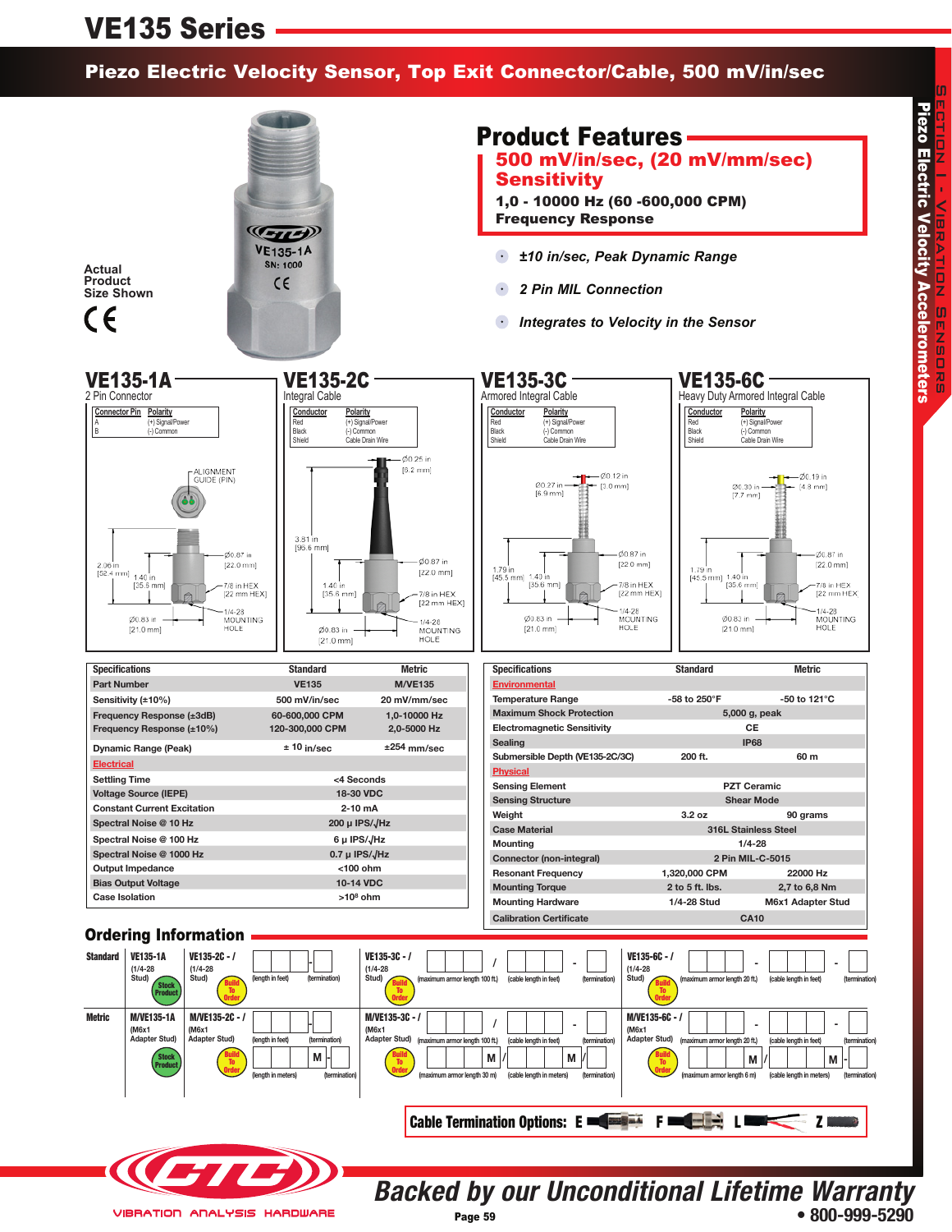# VE135 Series

## Piezo Electric Velocity Sensor, Top Exit Connector/Cable, 500 mV/in/sec

Actual Product Size Shown

## Product Features

**500 mV/in/sec, (20 mV/mm/sec) Sensitivity**

**1,0 - 10000 Hz (60 -600,000 CPM) Frequency Response**

- *±10 in/sec, Peak Dynamic Range*
- *2 Pin MIL Connection*
- *Integrates to Velocity in the Sensor*

### VE135-1A

2 Pin Connector

| Connector Pin | Polarity |
|---|---|
| A | (+) Signal/Power |
| B | (-) Common |

ALIGNMENT GUIDE (PIN)
2.06 in [52.4 mm]
1.40 in [35.6 mm]
Ø0.87 in [22.0 mm]
7/8 in HEX [22 mm HEX]
1/4-28 MOUNTING HOLE
Ø0.83 in [21.0 mm]

### VE135-2C

Integral Cable

| Conductor | Polarity |
|---|---|
| Red | (+) Signal/Power |
| Black | (-) Common |
| Shield | Cable Drain Wire |

Ø0.25 in [6.2 mm]
3.81 in [96.6 mm]
1.40 in [35.6 mm]
Ø0.87 in [22.0 mm]
7/8 in HEX [22 mm HEX]
1/4-28 MOUNTING HOLE
Ø0.83 in [21.0 mm]

### VE135-3C

Armored Integral Cable

| Conductor | Polarity |
|---|---|
| Red | (+) Signal/Power |
| Black | (-) Common |
| Shield | Cable Drain Wire |

Ø0.27 in [6.9 mm]
Ø0.12 in [3.0 mm]
1.79 in [45.5 mm]
1.40 in [35.6 mm]
Ø0.87 in [22.0 mm]
7/8 in HEX [22 mm HEX]
1/4-28 MOUNTING HOLE
Ø0.83 in [21.0 mm]

### VE135-6C

Heavy Duty Armored Integral Cable

| Conductor | Polarity |
|---|---|
| Red | (+) Signal/Power |
| Black | (-) Common |
| Shield | Cable Drain Wire |

Ø0.30 in [7.7 mm]
Ø0.19 in [4.8 mm]
1.79 in [45.5 mm]
1.40 in [35.6 mm]
Ø0.87 in [22.0 mm]
7/8 in HEX [22 mm HEX]
1/4-28 MOUNTING HOLE
Ø0.83 in [21.0 mm]

| Specifications | Standard | Metric |
|---|---|---|
| Part Number | VE135 | M/VE135 |
| Sensitivity (±10%) | 500 mV/in/sec | 20 mV/mm/sec |
| Frequency Response (±3dB) | 60-600,000 CPM | 1,0-10000 Hz |
| Frequency Response (±10%) | 120-300,000 CPM | 2,0-5000 Hz |
| Dynamic Range (Peak) | ± 10 in/sec | ±254 mm/sec |
| **Electrical** | | |
| Settling Time | <4 Seconds | |
| Voltage Source (IEPE) | 18-30 VDC | |
| Constant Current Excitation | 2-10 mA | |
| Spectral Noise @ 10 Hz | 200 µ IPS/√Hz | |
| Spectral Noise @ 100 Hz | 6 µ IPS/√Hz | |
| Spectral Noise @ 1000 Hz | 0.7 µ IPS/√Hz | |
| Output Impedance | <100 ohm | |
| Bias Output Voltage | 10-14 VDC | |
| Case Isolation | >10⁸ ohm | |

| Specifications | Standard | Metric |
|---|---|---|
| **Environmental** | | |
| Temperature Range | -58 to 250°F | -50 to 121°C |
| Maximum Shock Protection | 5,000 g, peak | |
| Electromagnetic Sensitivity | CE | |
| Sealing | IP68 | |
| Submersible Depth (VE135-2C/3C) | 200 ft. | 60 m |
| **Physical** | | |
| Sensing Element | PZT Ceramic | |
| Sensing Structure | Shear Mode | |
| Weight | 3.2 oz | 90 grams |
| Case Material | 316L Stainless Steel | |
| Mounting | 1/4-28 | |
| Connector (non-integral) | 2 Pin MIL-C-5015 | |
| Resonant Frequency | 1,320,000 CPM | 22000 Hz |
| Mounting Torque | 2 to 5 ft. lbs. | 2,7 to 6,8 Nm |
| Mounting Hardware | 1/4-28 Stud | M6x1 Adapter Stud |
| Calibration Certificate | CA10 | |

## Ordering Information

| | VE135-1A | VE135-2C | VE135-3C | VE135-6C |
|---|---|---|---|---|
| Standard | VE135-1A (1/4-28 Stud) Stock Product | VE135-2C - / ☐☐☐ - ☐ (length in feet) (termination) (1/4-28 Stud) Build To Order | VE135-3C - / ☐☐☐ / ☐☐☐ - ☐ (maximum armor length 100 ft.) (cable length in feet) (termination) (1/4-28 Stud) Build To Order | VE135-6C - / ☐☐☐ - ☐☐☐ - ☐ (maximum armor length 20 ft.) (cable length in feet) (termination) (1/4-28 Stud) Build To Order |
| Metric | M/VE135-1A (M6x1 Adapter Stud) Stock Product | M/VE135-2C - / ☐☐☐ - ☐ (length in feet) (termination); ☐☐☐ M - ☐ (length in meters) (termination) (M6x1 Adapter Stud) Build To Order | M/VE135-3C - / ☐☐☐ / ☐☐☐ - ☐ (maximum armor length 100 ft.) (cable length in feet) (termination); ☐☐☐ M / ☐☐☐ M - ☐ (maximum armor length 30 m) (cable length in meters) (termination) (M6x1 Adapter Stud) Build To Order | M/VE135-6C - / ☐☐☐ - ☐☐☐ - ☐ (maximum armor length 20 ft.) (cable length in feet) (termination); ☐☐☐ M / ☐☐☐ M - ☐ (maximum armor length 6 m) (cable length in meters) (termination) (M6x1 Adapter Stud) Build To Order |

**Cable Termination Options: E F L Z**

*Backed by our Unconditional Lifetime Warranty* • 800-999-5290

VIBRATION ANALYSIS HARDWARE